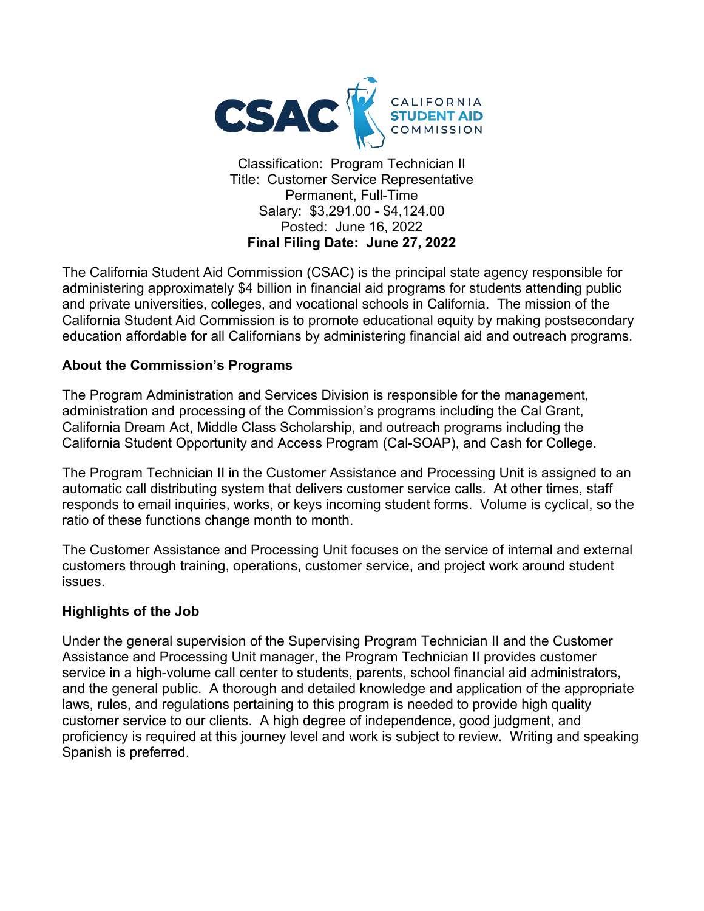CSAC CALIFORNIA STUDENT AID COMMISSION

Classification: Program Technician II
Title: Customer Service Representative
Permanent, Full-Time
Salary: $3,291.00 - $4,124.00
Posted: June 16, 2022
**Final Filing Date: June 27, 2022**

The California Student Aid Commission (CSAC) is the principal state agency responsible for administering approximately $4 billion in financial aid programs for students attending public and private universities, colleges, and vocational schools in California. The mission of the California Student Aid Commission is to promote educational equity by making postsecondary education affordable for all Californians by administering financial aid and outreach programs.

**About the Commission's Programs**

The Program Administration and Services Division is responsible for the management, administration and processing of the Commission's programs including the Cal Grant, California Dream Act, Middle Class Scholarship, and outreach programs including the California Student Opportunity and Access Program (Cal-SOAP), and Cash for College.

The Program Technician II in the Customer Assistance and Processing Unit is assigned to an automatic call distributing system that delivers customer service calls. At other times, staff responds to email inquiries, works, or keys incoming student forms. Volume is cyclical, so the ratio of these functions change month to month.

The Customer Assistance and Processing Unit focuses on the service of internal and external customers through training, operations, customer service, and project work around student issues.

**Highlights of the Job**

Under the general supervision of the Supervising Program Technician II and the Customer Assistance and Processing Unit manager, the Program Technician II provides customer service in a high-volume call center to students, parents, school financial aid administrators, and the general public. A thorough and detailed knowledge and application of the appropriate laws, rules, and regulations pertaining to this program is needed to provide high quality customer service to our clients. A high degree of independence, good judgment, and proficiency is required at this journey level and work is subject to review. Writing and speaking Spanish is preferred.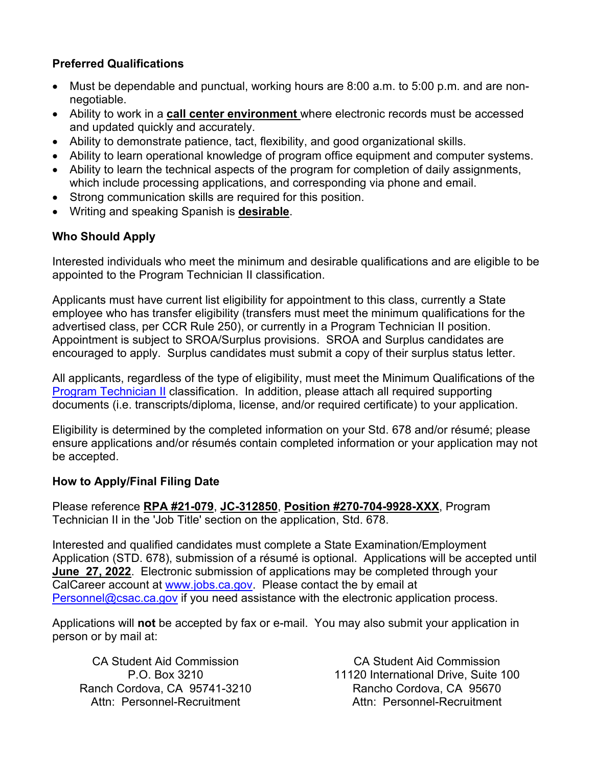### Preferred Qualifications

- Must be dependable and punctual, working hours are 8:00 a.m. to 5:00 p.m. and are non-negotiable.
- Ability to work in a **call center environment** where electronic records must be accessed and updated quickly and accurately.
- Ability to demonstrate patience, tact, flexibility, and good organizational skills.
- Ability to learn operational knowledge of program office equipment and computer systems.
- Ability to learn the technical aspects of the program for completion of daily assignments, which include processing applications, and corresponding via phone and email.
- Strong communication skills are required for this position.
- Writing and speaking Spanish is **desirable**.

### Who Should Apply

Interested individuals who meet the minimum and desirable qualifications and are eligible to be appointed to the Program Technician II classification.

Applicants must have current list eligibility for appointment to this class, currently a State employee who has transfer eligibility (transfers must meet the minimum qualifications for the advertised class, per CCR Rule 250), or currently in a Program Technician II position. Appointment is subject to SROA/Surplus provisions. SROA and Surplus candidates are encouraged to apply. Surplus candidates must submit a copy of their surplus status letter.

All applicants, regardless of the type of eligibility, must meet the Minimum Qualifications of the Program Technician II classification. In addition, please attach all required supporting documents (i.e. transcripts/diploma, license, and/or required certificate) to your application.

Eligibility is determined by the completed information on your Std. 678 and/or résumé; please ensure applications and/or résumés contain completed information or your application may not be accepted.

### How to Apply/Final Filing Date

Please reference **RPA #21-079**, **JC-312850**, **Position #270-704-9928-XXX**, Program Technician II in the 'Job Title' section on the application, Std. 678.

Interested and qualified candidates must complete a State Examination/Employment Application (STD. 678), submission of a résumé is optional. Applications will be accepted until **June 27, 2022**. Electronic submission of applications may be completed through your CalCareer account at www.jobs.ca.gov. Please contact the by email at Personnel@csac.ca.gov if you need assistance with the electronic application process.

Applications will **not** be accepted by fax or e-mail. You may also submit your application in person or by mail at:

CA Student Aid Commission
P.O. Box 3210
Ranch Cordova, CA 95741-3210
Attn: Personnel-Recruitment

CA Student Aid Commission
11120 International Drive, Suite 100
Rancho Cordova, CA 95670
Attn: Personnel-Recruitment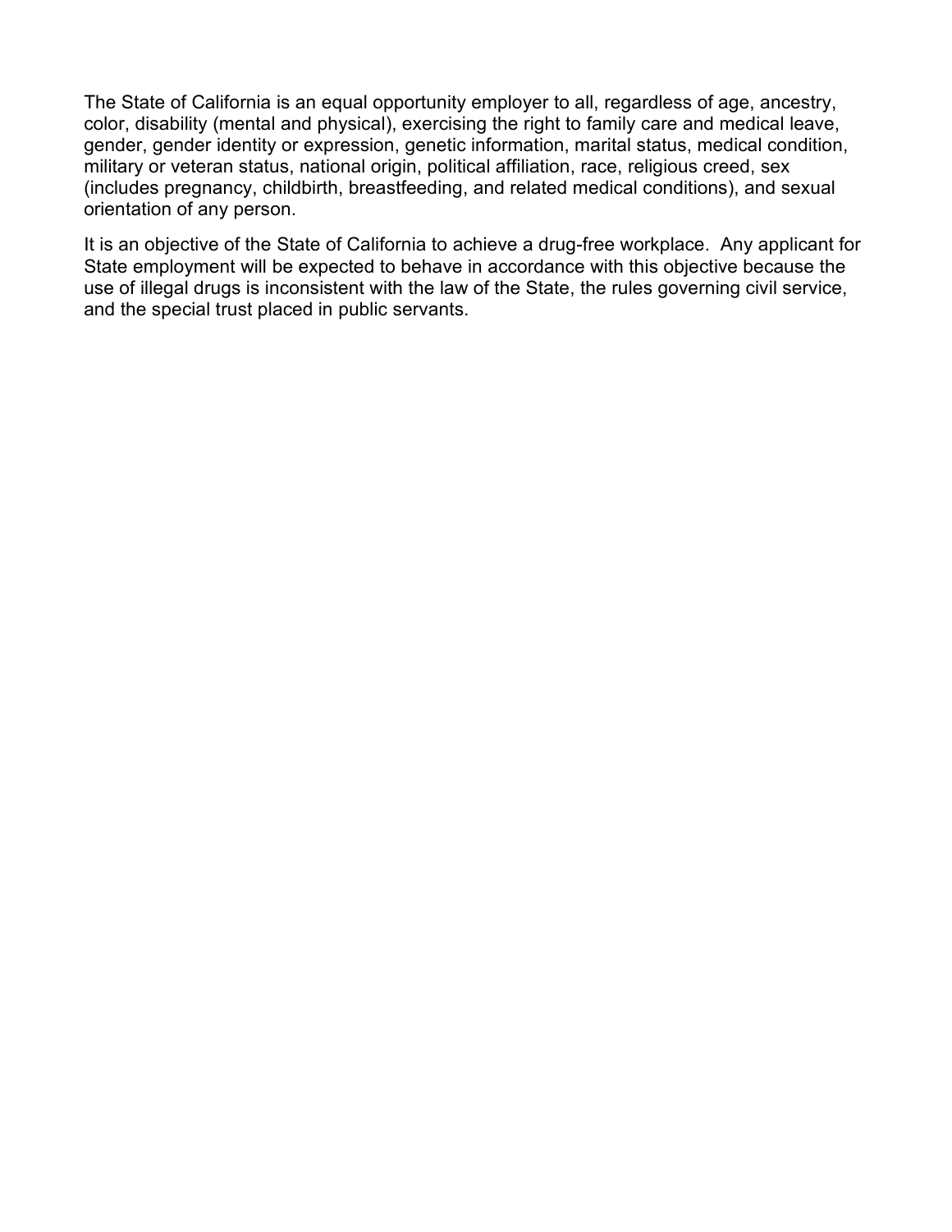The State of California is an equal opportunity employer to all, regardless of age, ancestry, color, disability (mental and physical), exercising the right to family care and medical leave, gender, gender identity or expression, genetic information, marital status, medical condition, military or veteran status, national origin, political affiliation, race, religious creed, sex (includes pregnancy, childbirth, breastfeeding, and related medical conditions), and sexual orientation of any person.

It is an objective of the State of California to achieve a drug-free workplace. Any applicant for State employment will be expected to behave in accordance with this objective because the use of illegal drugs is inconsistent with the law of the State, the rules governing civil service, and the special trust placed in public servants.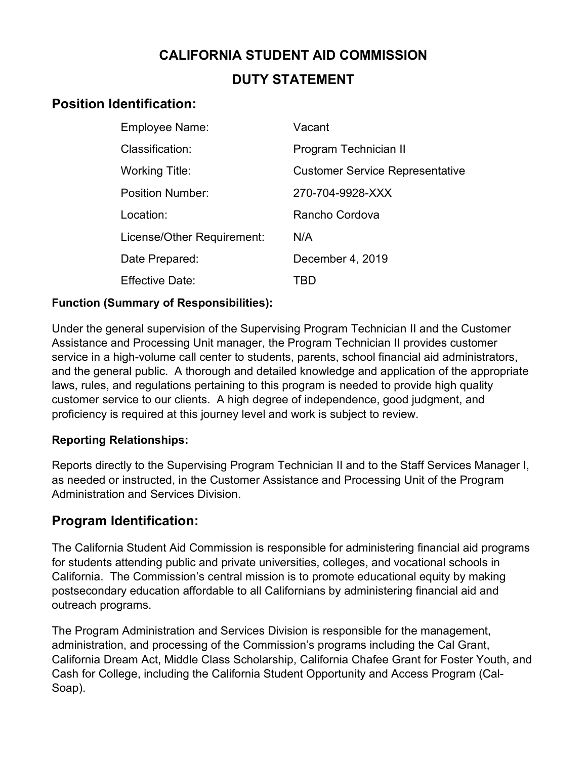# CALIFORNIA STUDENT AID COMMISSION

# DUTY STATEMENT

## Position Identification:

| | |
|---|---|
| Employee Name: | Vacant |
| Classification: | Program Technician II |
| Working Title: | Customer Service Representative |
| Position Number: | 270-704-9928-XXX |
| Location: | Rancho Cordova |
| License/Other Requirement: | N/A |
| Date Prepared: | December 4, 2019 |
| Effective Date: | TBD |

**Function (Summary of Responsibilities):**

Under the general supervision of the Supervising Program Technician II and the Customer Assistance and Processing Unit manager, the Program Technician II provides customer service in a high-volume call center to students, parents, school financial aid administrators, and the general public. A thorough and detailed knowledge and application of the appropriate laws, rules, and regulations pertaining to this program is needed to provide high quality customer service to our clients. A high degree of independence, good judgment, and proficiency is required at this journey level and work is subject to review.

**Reporting Relationships:**

Reports directly to the Supervising Program Technician II and to the Staff Services Manager I, as needed or instructed, in the Customer Assistance and Processing Unit of the Program Administration and Services Division.

## Program Identification:

The California Student Aid Commission is responsible for administering financial aid programs for students attending public and private universities, colleges, and vocational schools in California. The Commission's central mission is to promote educational equity by making postsecondary education affordable to all Californians by administering financial aid and outreach programs.

The Program Administration and Services Division is responsible for the management, administration, and processing of the Commission's programs including the Cal Grant, California Dream Act, Middle Class Scholarship, California Chafee Grant for Foster Youth, and Cash for College, including the California Student Opportunity and Access Program (Cal-Soap).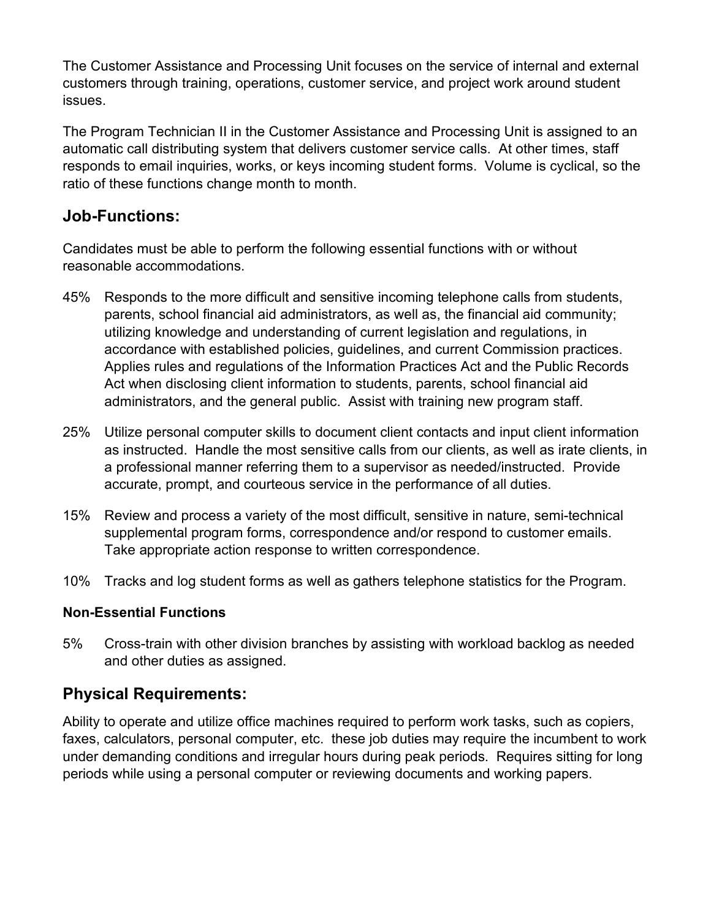The Customer Assistance and Processing Unit focuses on the service of internal and external customers through training, operations, customer service, and project work around student issues.

The Program Technician II in the Customer Assistance and Processing Unit is assigned to an automatic call distributing system that delivers customer service calls. At other times, staff responds to email inquiries, works, or keys incoming student forms. Volume is cyclical, so the ratio of these functions change month to month.

## Job-Functions:

Candidates must be able to perform the following essential functions with or without reasonable accommodations.

45% Responds to the more difficult and sensitive incoming telephone calls from students, parents, school financial aid administrators, as well as, the financial aid community; utilizing knowledge and understanding of current legislation and regulations, in accordance with established policies, guidelines, and current Commission practices. Applies rules and regulations of the Information Practices Act and the Public Records Act when disclosing client information to students, parents, school financial aid administrators, and the general public. Assist with training new program staff.

25% Utilize personal computer skills to document client contacts and input client information as instructed. Handle the most sensitive calls from our clients, as well as irate clients, in a professional manner referring them to a supervisor as needed/instructed. Provide accurate, prompt, and courteous service in the performance of all duties.

15% Review and process a variety of the most difficult, sensitive in nature, semi-technical supplemental program forms, correspondence and/or respond to customer emails. Take appropriate action response to written correspondence.

10% Tracks and log student forms as well as gathers telephone statistics for the Program.

**Non-Essential Functions**

5% Cross-train with other division branches by assisting with workload backlog as needed and other duties as assigned.

## Physical Requirements:

Ability to operate and utilize office machines required to perform work tasks, such as copiers, faxes, calculators, personal computer, etc. these job duties may require the incumbent to work under demanding conditions and irregular hours during peak periods. Requires sitting for long periods while using a personal computer or reviewing documents and working papers.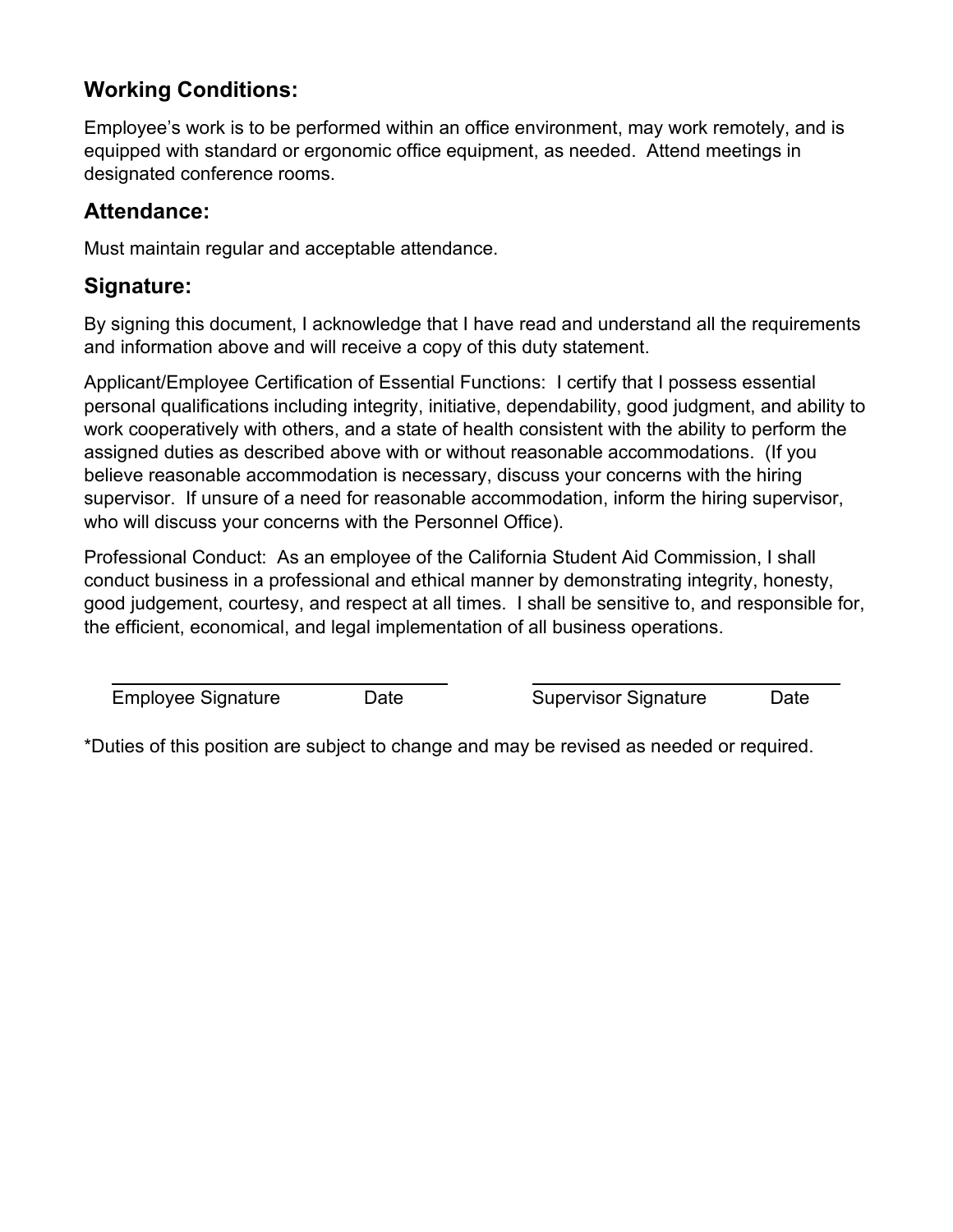## Working Conditions:

Employee's work is to be performed within an office environment, may work remotely, and is equipped with standard or ergonomic office equipment, as needed. Attend meetings in designated conference rooms.

## Attendance:

Must maintain regular and acceptable attendance.

## Signature:

By signing this document, I acknowledge that I have read and understand all the requirements and information above and will receive a copy of this duty statement.

Applicant/Employee Certification of Essential Functions: I certify that I possess essential personal qualifications including integrity, initiative, dependability, good judgment, and ability to work cooperatively with others, and a state of health consistent with the ability to perform the assigned duties as described above with or without reasonable accommodations. (If you believe reasonable accommodation is necessary, discuss your concerns with the hiring supervisor. If unsure of a need for reasonable accommodation, inform the hiring supervisor, who will discuss your concerns with the Personnel Office).

Professional Conduct: As an employee of the California Student Aid Commission, I shall conduct business in a professional and ethical manner by demonstrating integrity, honesty, good judgement, courtesy, and respect at all times. I shall be sensitive to, and responsible for, the efficient, economical, and legal implementation of all business operations.

Employee Signature    Date        Supervisor Signature    Date

*Duties of this position are subject to change and may be revised as needed or required.